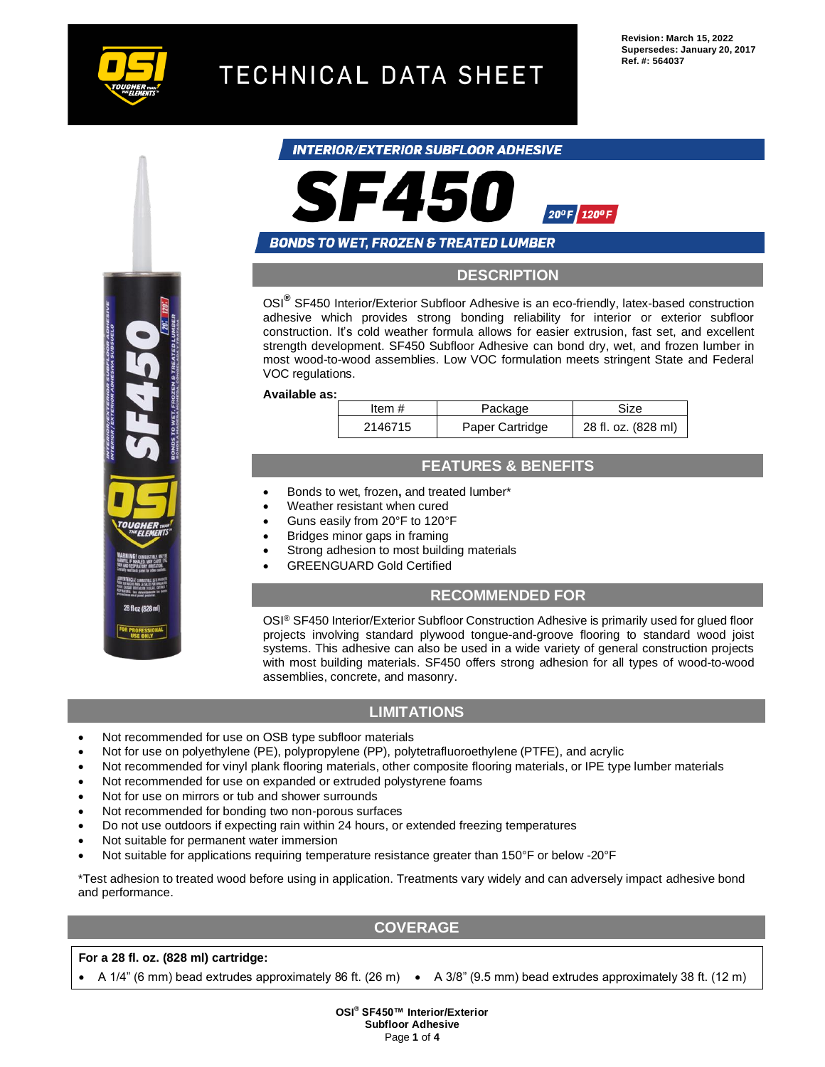Revision: March 15, 2022
Supersedes: January 20, 2017
Ref. #: 564037

# TECHNICAL DATA SHEET

**INTERIOR/EXTERIOR SUBFLOOR ADHESIVE**

# SF450

20°F 120°F

**BONDS TO WET, FROZEN & TREATED LUMBER**

## DESCRIPTION

OSI® SF450 Interior/Exterior Subfloor Adhesive is an eco-friendly, latex-based construction adhesive which provides strong bonding reliability for interior or exterior subfloor construction. It's cold weather formula allows for easier extrusion, fast set, and excellent strength development. SF450 Subfloor Adhesive can bond dry, wet, and frozen lumber in most wood-to-wood assemblies. Low VOC formulation meets stringent State and Federal VOC regulations.

**Available as:**

| Item # | Package | Size |
| --- | --- | --- |
| 2146715 | Paper Cartridge | 28 fl. oz. (828 ml) |

## FEATURES & BENEFITS

- Bonds to wet, frozen, and treated lumber*
- Weather resistant when cured
- Guns easily from 20°F to 120°F
- Bridges minor gaps in framing
- Strong adhesion to most building materials
- GREENGUARD Gold Certified

## RECOMMENDED FOR

OSI® SF450 Interior/Exterior Subfloor Construction Adhesive is primarily used for glued floor projects involving standard plywood tongue-and-groove flooring to standard wood joist systems. This adhesive can also be used in a wide variety of general construction projects with most building materials. SF450 offers strong adhesion for all types of wood-to-wood assemblies, concrete, and masonry.

## LIMITATIONS

- Not recommended for use on OSB type subfloor materials
- Not for use on polyethylene (PE), polypropylene (PP), polytetrafluoroethylene (PTFE), and acrylic
- Not recommended for vinyl plank flooring materials, other composite flooring materials, or IPE type lumber materials
- Not recommended for use on expanded or extruded polystyrene foams
- Not for use on mirrors or tub and shower surrounds
- Not recommended for bonding two non-porous surfaces
- Do not use outdoors if expecting rain within 24 hours, or extended freezing temperatures
- Not suitable for permanent water immersion
- Not suitable for applications requiring temperature resistance greater than 150°F or below -20°F

*Test adhesion to treated wood before using in application. Treatments vary widely and can adversely impact adhesive bond and performance.

## COVERAGE

**For a 28 fl. oz. (828 ml) cartridge:**

- A 1/4" (6 mm) bead extrudes approximately 86 ft. (26 m)
- A 3/8" (9.5 mm) bead extrudes approximately 38 ft. (12 m)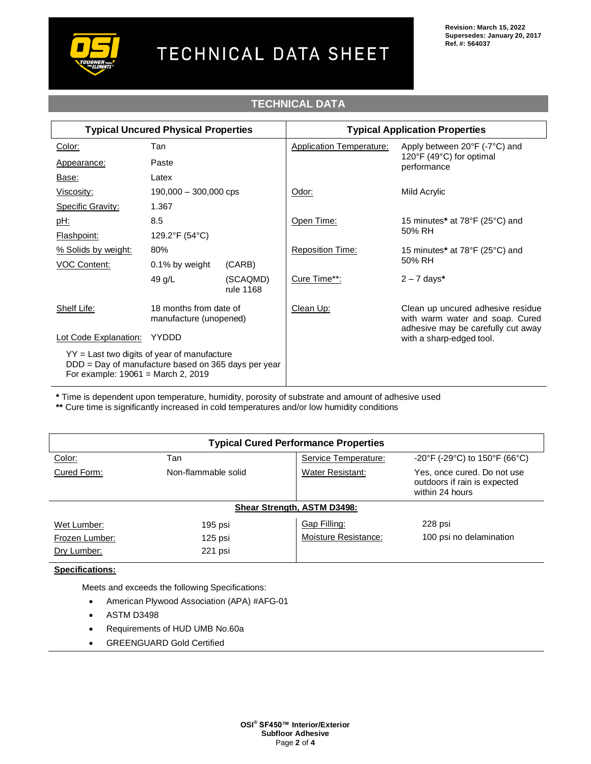## TECHNICAL DATA

| Typical Uncured Physical Properties | | | Typical Application Properties | |
|---|---|---|---|---|
| Color: | Tan | | Application Temperature: | Apply between 20°F (-7°C) and 120°F (49°C) for optimal performance |
| Appearance: | Paste | | | |
| Base: | Latex | | | |
| Viscosity: | 190,000 – 300,000 cps | | Odor: | Mild Acrylic |
| Specific Gravity: | 1.367 | | | |
| pH: | 8.5 | | Open Time: | 15 minutes* at 78°F (25°C) and 50% RH |
| Flashpoint: | 129.2°F (54°C) | | | |
| % Solids by weight: | 80% | | Reposition Time: | 15 minutes* at 78°F (25°C) and 50% RH |
| VOC Content: | 0.1% by weight | (CARB) | | |
| | 49 g/L | (SCAQMD) rule 1168 | Cure Time**: | 2 – 7 days* |
| Shelf Life: | 18 months from date of manufacture (unopened) | | Clean Up: | Clean up uncured adhesive residue with warm water and soap. Cured adhesive may be carefully cut away with a sharp-edged tool. |
| Lot Code Explanation: | YYDDD | | | |
| YY = Last two digits of year of manufacture<br>DDD = Day of manufacture based on 365 days per year<br>For example: 19061 = March 2, 2019 | | | | |

**\*** Time is dependent upon temperature, humidity, porosity of substrate and amount of adhesive used
**\*\*** Cure time is significantly increased in cold temperatures and/or low humidity conditions

| Typical Cured Performance Properties | | | |
|---|---|---|---|
| Color: | Tan | Service Temperature: | -20°F (-29°C) to 150°F (66°C) |
| Cured Form: | Non-flammable solid | Water Resistant: | Yes, once cured. Do not use outdoors if rain is expected within 24 hours |
| **Shear Strength, ASTM D3498:** | | | |
| Wet Lumber: | 195 psi | Gap Filling: | 228 psi |
| Frozen Lumber: | 125 psi | Moisture Resistance: | 100 psi no delamination |
| Dry Lumber: | 221 psi | | |

**Specifications:**

Meets and exceeds the following Specifications:

- American Plywood Association (APA) #AFG-01
- ASTM D3498
- Requirements of HUD UMB No.60a
- GREENGUARD Gold Certified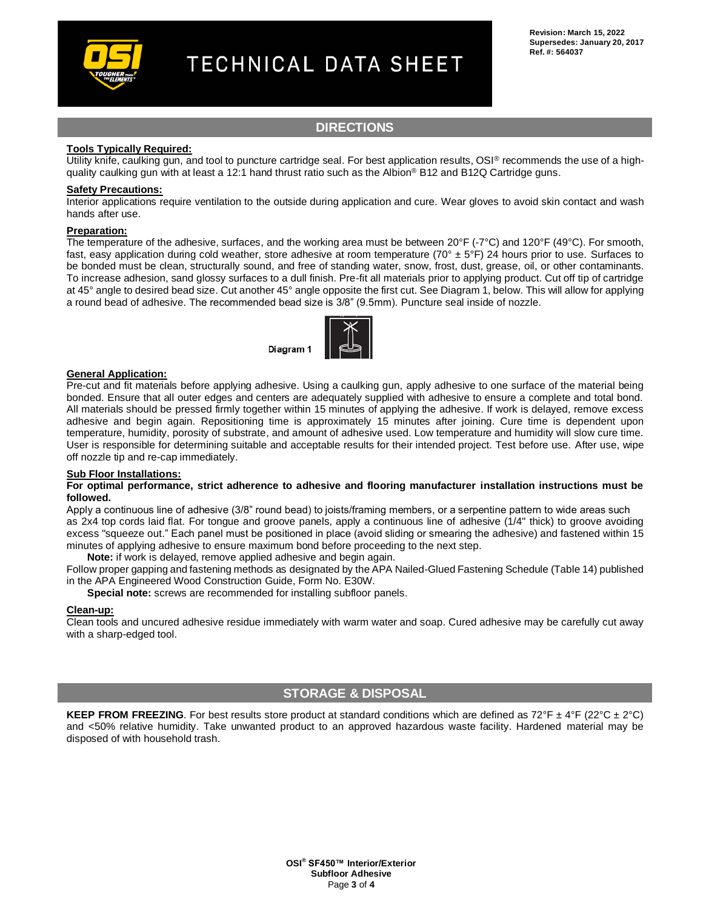## DIRECTIONS

**Tools Typically Required:**
Utility knife, caulking gun, and tool to puncture cartridge seal. For best application results, OSI® recommends the use of a high-quality caulking gun with at least a 12:1 hand thrust ratio such as the Albion® B12 and B12Q Cartridge guns.

**Safety Precautions:**
Interior applications require ventilation to the outside during application and cure. Wear gloves to avoid skin contact and wash hands after use.

**Preparation:**
The temperature of the adhesive, surfaces, and the working area must be between 20°F (-7°C) and 120°F (49°C). For smooth, fast, easy application during cold weather, store adhesive at room temperature (70° ± 5°F) 24 hours prior to use. Surfaces to be bonded must be clean, structurally sound, and free of standing water, snow, frost, dust, grease, oil, or other contaminants. To increase adhesion, sand glossy surfaces to a dull finish. Pre-fit all materials prior to applying product. Cut off tip of cartridge at 45° angle to desired bead size. Cut another 45° angle opposite the first cut. See Diagram 1, below. This will allow for applying a round bead of adhesive. The recommended bead size is 3/8" (9.5mm). Puncture seal inside of nozzle.

Diagram 1

**General Application:**
Pre-cut and fit materials before applying adhesive. Using a caulking gun, apply adhesive to one surface of the material being bonded. Ensure that all outer edges and centers are adequately supplied with adhesive to ensure a complete and total bond. All materials should be pressed firmly together within 15 minutes of applying the adhesive. If work is delayed, remove excess adhesive and begin again. Repositioning time is approximately 15 minutes after joining. Cure time is dependent upon temperature, humidity, porosity of substrate, and amount of adhesive used. Low temperature and humidity will slow cure time. User is responsible for determining suitable and acceptable results for their intended project. Test before use. After use, wipe off nozzle tip and re-cap immediately.

**Sub Floor Installations:**
**For optimal performance, strict adherence to adhesive and flooring manufacturer installation instructions must be followed.**
Apply a continuous line of adhesive (3/8" round bead) to joists/framing members, or a serpentine pattern to wide areas such as 2x4 top cords laid flat. For tongue and groove panels, apply a continuous line of adhesive (1/4" thick) to groove avoiding excess "squeeze out." Each panel must be positioned in place (avoid sliding or smearing the adhesive) and fastened within 15 minutes of applying adhesive to ensure maximum bond before proceeding to the next step.

**Note:** if work is delayed, remove applied adhesive and begin again.

Follow proper gapping and fastening methods as designated by the APA Nailed-Glued Fastening Schedule (Table 14) published in the APA Engineered Wood Construction Guide, Form No. E30W.

**Special note:** screws are recommended for installing subfloor panels.

**Clean-up:**
Clean tools and uncured adhesive residue immediately with warm water and soap. Cured adhesive may be carefully cut away with a sharp-edged tool.

## STORAGE & DISPOSAL

**KEEP FROM FREEZING**. For best results store product at standard conditions which are defined as 72°F ± 4°F (22°C ± 2°C) and <50% relative humidity. Take unwanted product to an approved hazardous waste facility. Hardened material may be disposed of with household trash.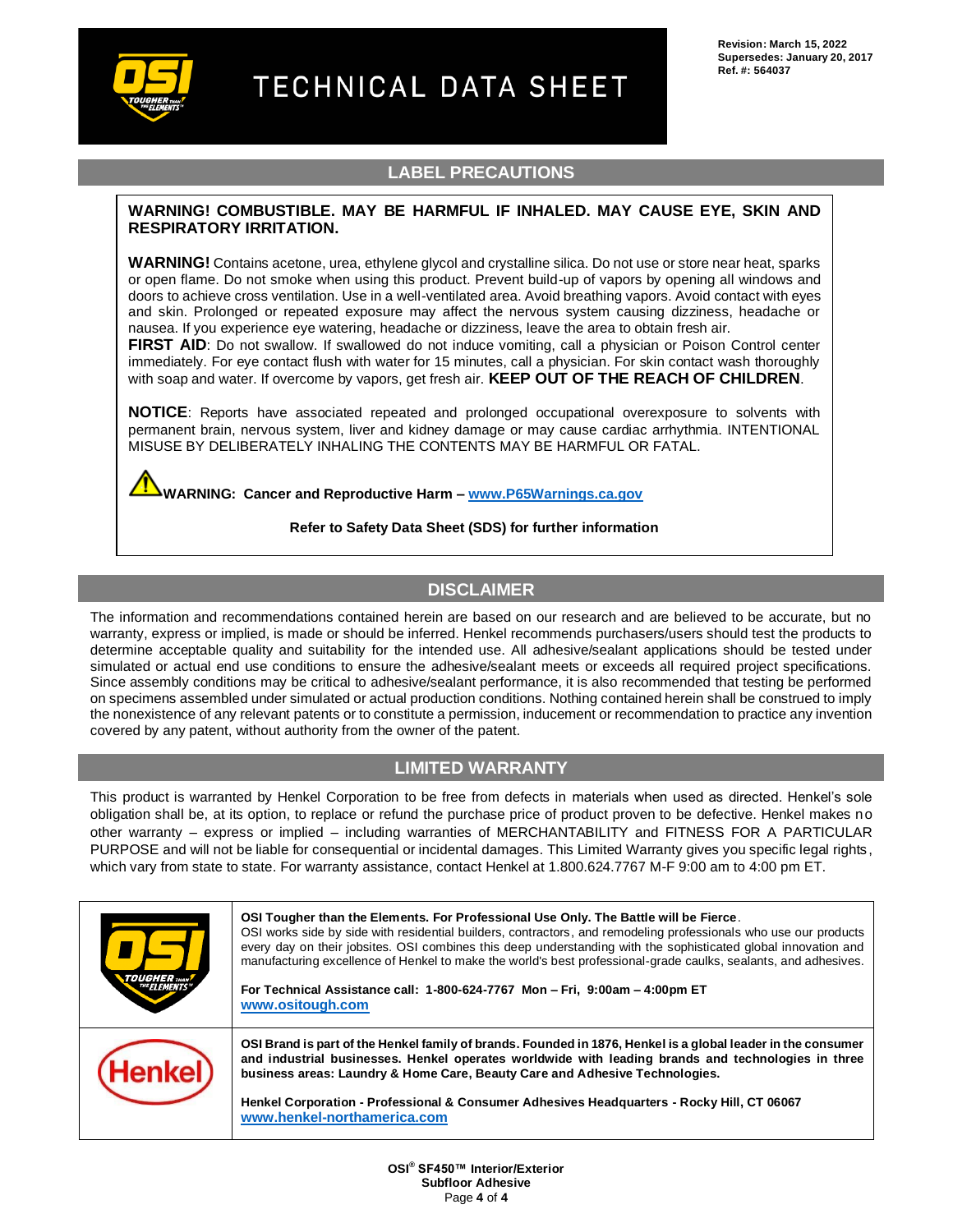Revision: March 15, 2022
Supersedes: January 20, 2017
Ref. #: 564037

# TECHNICAL DATA SHEET

## LABEL PRECAUTIONS

**WARNING! COMBUSTIBLE. MAY BE HARMFUL IF INHALED. MAY CAUSE EYE, SKIN AND RESPIRATORY IRRITATION.**

**WARNING!** Contains acetone, urea, ethylene glycol and crystalline silica. Do not use or store near heat, sparks or open flame. Do not smoke when using this product. Prevent build-up of vapors by opening all windows and doors to achieve cross ventilation. Use in a well-ventilated area. Avoid breathing vapors. Avoid contact with eyes and skin. Prolonged or repeated exposure may affect the nervous system causing dizziness, headache or nausea. If you experience eye watering, headache or dizziness, leave the area to obtain fresh air.
**FIRST AID**: Do not swallow. If swallowed do not induce vomiting, call a physician or Poison Control center immediately. For eye contact flush with water for 15 minutes, call a physician. For skin contact wash thoroughly with soap and water. If overcome by vapors, get fresh air. **KEEP OUT OF THE REACH OF CHILDREN**.

**NOTICE**: Reports have associated repeated and prolonged occupational overexposure to solvents with permanent brain, nervous system, liver and kidney damage or may cause cardiac arrhythmia. INTENTIONAL MISUSE BY DELIBERATELY INHALING THE CONTENTS MAY BE HARMFUL OR FATAL.

**WARNING: Cancer and Reproductive Harm – www.P65Warnings.ca.gov**

**Refer to Safety Data Sheet (SDS) for further information**

## DISCLAIMER

The information and recommendations contained herein are based on our research and are believed to be accurate, but no warranty, express or implied, is made or should be inferred. Henkel recommends purchasers/users should test the products to determine acceptable quality and suitability for the intended use. All adhesive/sealant applications should be tested under simulated or actual end use conditions to ensure the adhesive/sealant meets or exceeds all required project specifications. Since assembly conditions may be critical to adhesive/sealant performance, it is also recommended that testing be performed on specimens assembled under simulated or actual production conditions. Nothing contained herein shall be construed to imply the nonexistence of any relevant patents or to constitute a permission, inducement or recommendation to practice any invention covered by any patent, without authority from the owner of the patent.

## LIMITED WARRANTY

This product is warranted by Henkel Corporation to be free from defects in materials when used as directed. Henkel's sole obligation shall be, at its option, to replace or refund the purchase price of product proven to be defective. Henkel makes no other warranty – express or implied – including warranties of MERCHANTABILITY and FITNESS FOR A PARTICULAR PURPOSE and will not be liable for consequential or incidental damages. This Limited Warranty gives you specific legal rights, which vary from state to state. For warranty assistance, contact Henkel at 1.800.624.7767 M-F 9:00 am to 4:00 pm ET.

**OSI Tougher than the Elements. For Professional Use Only. The Battle will be Fierce**.
OSI works side by side with residential builders, contractors, and remodeling professionals who use our products every day on their jobsites. OSI combines this deep understanding with the sophisticated global innovation and manufacturing excellence of Henkel to make the world's best professional-grade caulks, sealants, and adhesives.

**For Technical Assistance call: 1-800-624-7767 Mon – Fri, 9:00am – 4:00pm ET**
www.ositough.com

**OSI Brand is part of the Henkel family of brands. Founded in 1876, Henkel is a global leader in the consumer and industrial businesses. Henkel operates worldwide with leading brands and technologies in three business areas: Laundry & Home Care, Beauty Care and Adhesive Technologies.**

**Henkel Corporation - Professional & Consumer Adhesives Headquarters - Rocky Hill, CT 06067**
www.henkel-northamerica.com